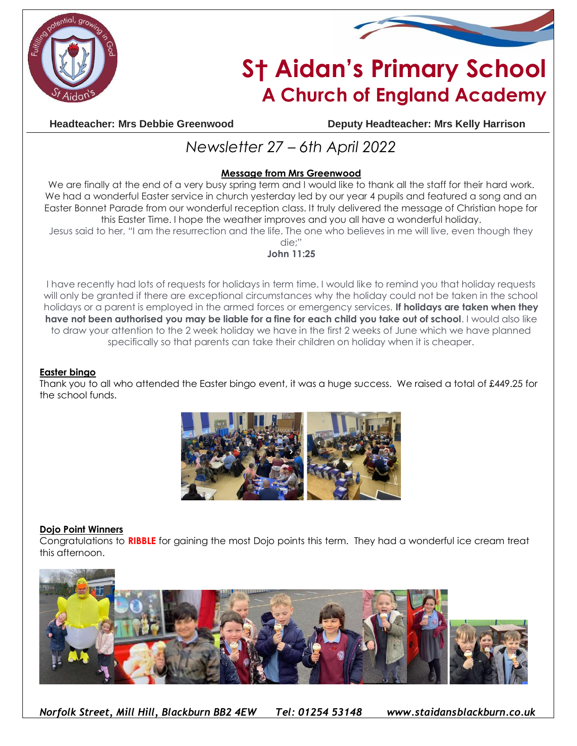# S† Aidan's Primary School
## A Church of England Academy

**Headteacher: Mrs Debbie Greenwood** **Deputy Headteacher: Mrs Kelly Harrison**

*Newsletter 27 – 6th April 2022*

### Message from Mrs Greenwood

We are finally at the end of a very busy spring term and I would like to thank all the staff for their hard work. We had a wonderful Easter service in church yesterday led by our year 4 pupils and featured a song and an Easter Bonnet Parade from our wonderful reception class. It truly delivered the message of Christian hope for this Easter Time. I hope the weather improves and you all have a wonderful holiday.

Jesus said to her, "I am the resurrection and the life. The one who believes in me will live, even though they die;"

**John 11:25**

I have recently had lots of requests for holidays in term time. I would like to remind you that holiday requests will only be granted if there are exceptional circumstances why the holiday could not be taken in the school holidays or a parent is employed in the armed forces or emergency services. **If holidays are taken when they have not been authorised you may be liable for a fine for each child you take out of school**. I would also like to draw your attention to the 2 week holiday we have in the first 2 weeks of June which we have planned specifically so that parents can take their children on holiday when it is cheaper.

### Easter bingo

Thank you to all who attended the Easter bingo event, it was a huge success. We raised a total of £449.25 for the school funds.

### Dojo Point Winners

Congratulations to **RIBBLE** for gaining the most Dojo points this term. They had a wonderful ice cream treat this afternoon.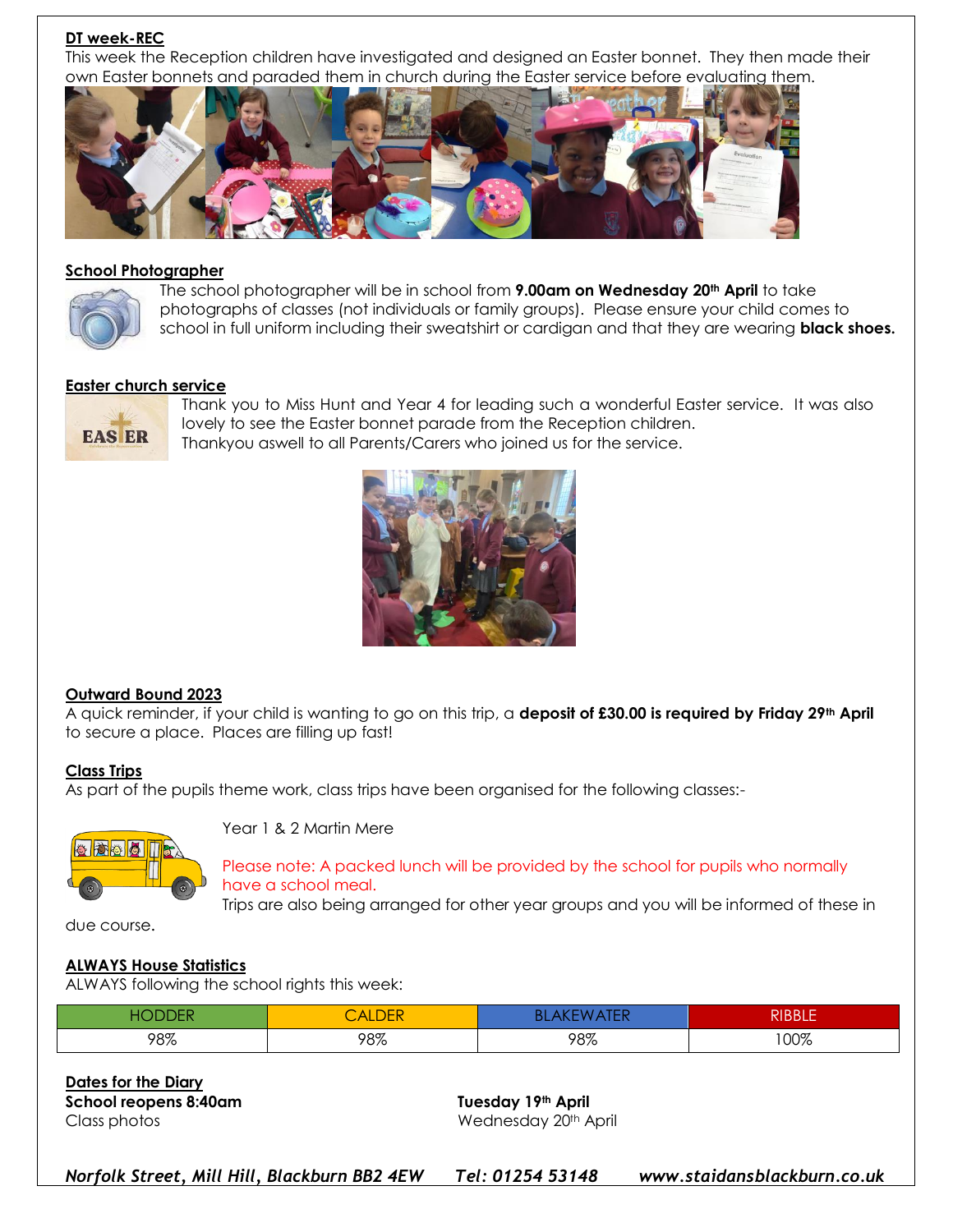**DT week-REC**

This week the Reception children have investigated and designed an Easter bonnet. They then made their own Easter bonnets and paraded them in church during the Easter service before evaluating them.

**School Photographer**

The school photographer will be in school from **9.00am on Wednesday 20th April** to take photographs of classes (not individuals or family groups). Please ensure your child comes to school in full uniform including their sweatshirt or cardigan and that they are wearing **black shoes.**

**Easter church service**

Thank you to Miss Hunt and Year 4 for leading such a wonderful Easter service. It was also lovely to see the Easter bonnet parade from the Reception children.
Thankyou aswell to all Parents/Carers who joined us for the service.

**Outward Bound 2023**

A quick reminder, if your child is wanting to go on this trip, a **deposit of £30.00 is required by Friday 29th April** to secure a place. Places are filling up fast!

**Class Trips**

As part of the pupils theme work, class trips have been organised for the following classes:-

Year 1 & 2 Martin Mere

Please note: A packed lunch will be provided by the school for pupils who normally have a school meal.

Trips are also being arranged for other year groups and you will be informed of these in due course.

**ALWAYS House Statistics**

ALWAYS following the school rights this week:

| HODDER | CALDER | BLAKEWATER | RIBBLE |
|---|---|---|---|
| 98% | 98% | 98% | 100% |

**Dates for the Diary**

| | |
|---|---|
| **School reopens 8:40am** | **Tuesday 19th April** |
| Class photos | Wednesday 20th April |

*Norfolk Street, Mill Hill, Blackburn BB2 4EW Tel: 01254 53148 www.staidansblackburn.co.uk*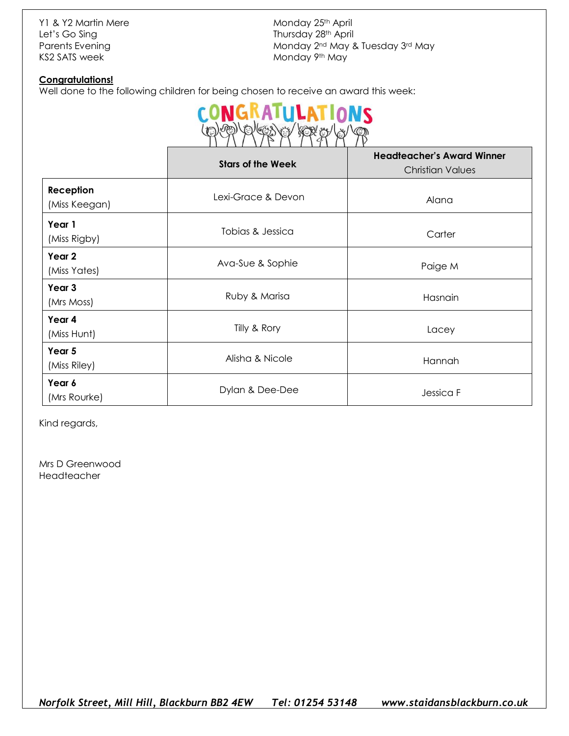| | |
|---|---|
| Y1 & Y2 Martin Mere | Monday 25th April |
| Let's Go Sing | Thursday 28th April |
| Parents Evening | Monday 2nd May & Tuesday 3rd May |
| KS2 SATS week | Monday 9th May |

**Congratulations!**

Well done to the following children for being chosen to receive an award this week:

CONGRATULATIONS

| | Stars of the Week | Headteacher's Award Winner Christian Values |
|---|---|---|
| **Reception** (Miss Keegan) | Lexi-Grace & Devon | Alana |
| **Year 1** (Miss Rigby) | Tobias & Jessica | Carter |
| **Year 2** (Miss Yates) | Ava-Sue & Sophie | Paige M |
| **Year 3** (Mrs Moss) | Ruby & Marisa | Hasnain |
| **Year 4** (Miss Hunt) | Tilly & Rory | Lacey |
| **Year 5** (Miss Riley) | Alisha & Nicole | Hannah |
| **Year 6** (Mrs Rourke) | Dylan & Dee-Dee | Jessica F |

Kind regards,

Mrs D Greenwood
Headteacher

*Norfolk Street, Mill Hill, Blackburn BB2 4EW Tel: 01254 53148 www.staidansblackburn.co.uk*